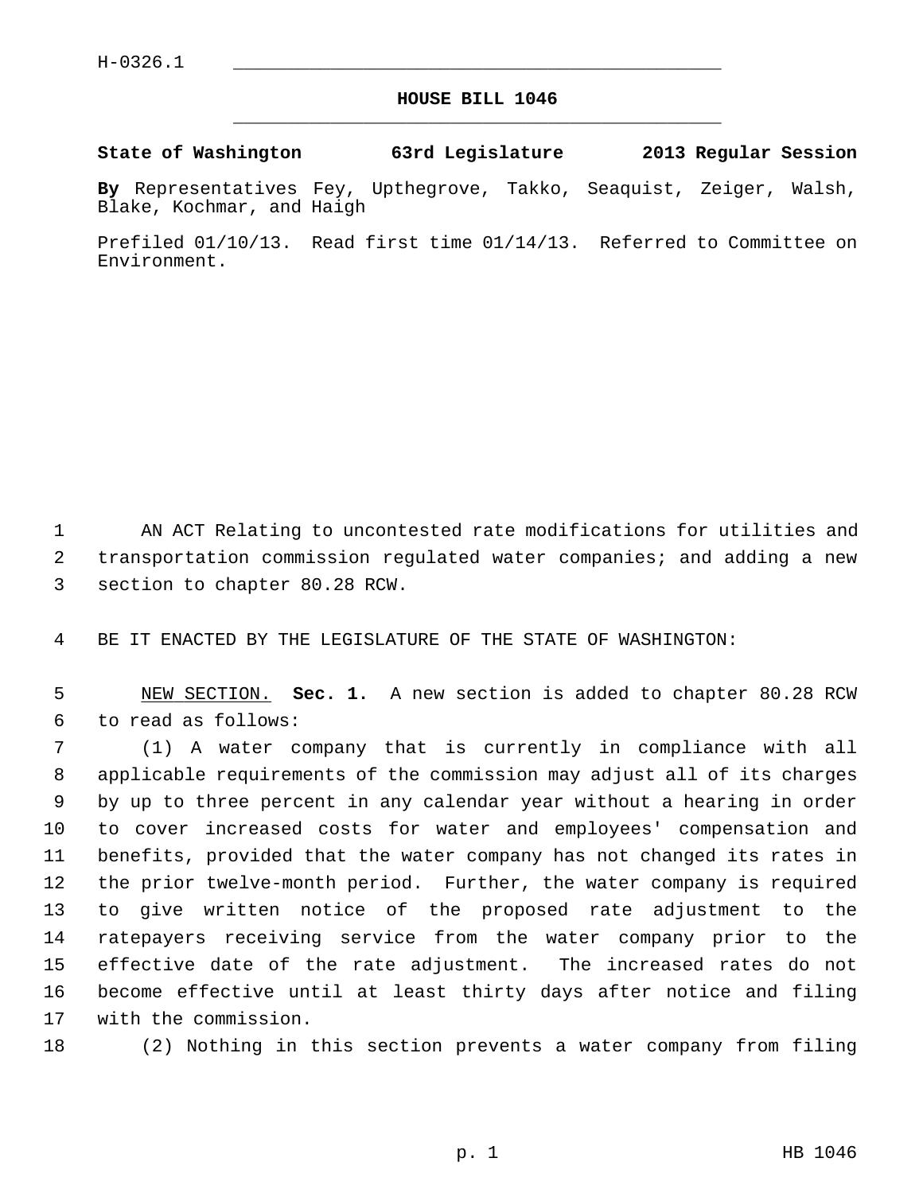H-0326.1

# HOUSE BILL 1046

**State of Washington 63rd Legislature 2013 Regular Session**

**By** Representatives Fey, Upthegrove, Takko, Seaquist, Zeiger, Walsh, Blake, Kochmar, and Haigh

Prefiled 01/10/13. Read first time 01/14/13. Referred to Committee on Environment.

AN ACT Relating to uncontested rate modifications for utilities and transportation commission regulated water companies; and adding a new section to chapter 80.28 RCW.

BE IT ENACTED BY THE LEGISLATURE OF THE STATE OF WASHINGTON:

NEW SECTION. **Sec. 1.** A new section is added to chapter 80.28 RCW to read as follows:

(1) A water company that is currently in compliance with all applicable requirements of the commission may adjust all of its charges by up to three percent in any calendar year without a hearing in order to cover increased costs for water and employees' compensation and benefits, provided that the water company has not changed its rates in the prior twelve-month period. Further, the water company is required to give written notice of the proposed rate adjustment to the ratepayers receiving service from the water company prior to the effective date of the rate adjustment. The increased rates do not become effective until at least thirty days after notice and filing with the commission.

(2) Nothing in this section prevents a water company from filing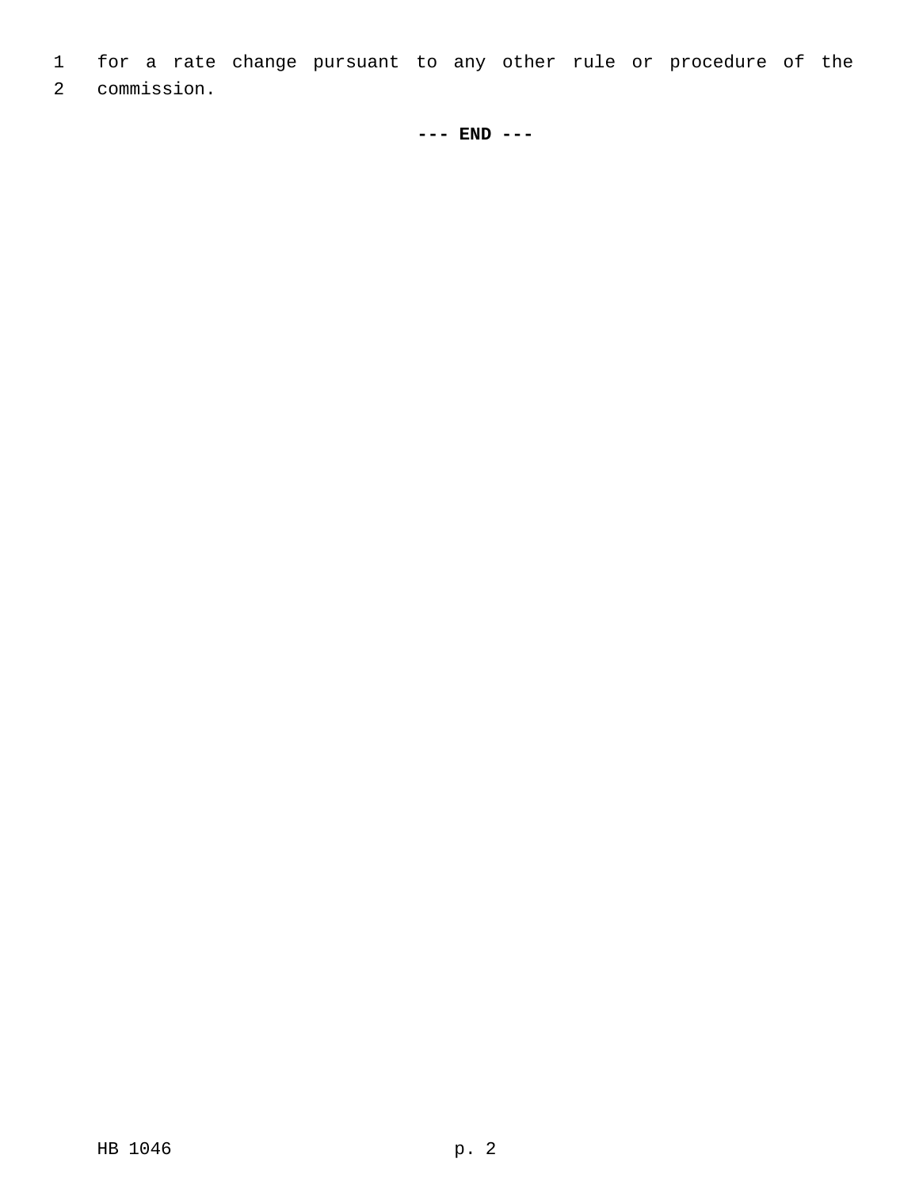for a rate change pursuant to any other rule or procedure of the commission.

**--- END ---**